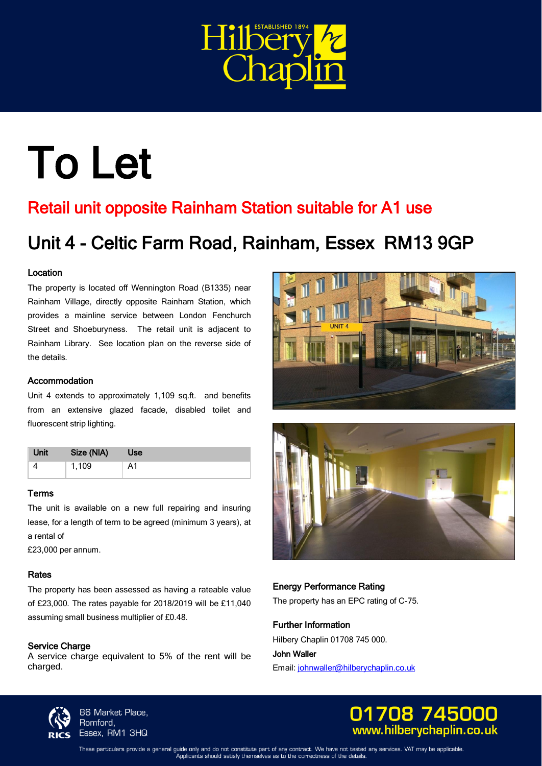Hilbery Chaplin
ESTABLISHED 1894

# To Let

## Retail unit opposite Rainham Station suitable for A1 use

## Unit 4 - Celtic Farm Road, Rainham, Essex RM13 9GP

### Location

The property is located off Wennington Road (B1335) near Rainham Village, directly opposite Rainham Station, which provides a mainline service between London Fenchurch Street and Shoeburyness. The retail unit is adjacent to Rainham Library. See location plan on the reverse side of the details.

### Accommodation

Unit 4 extends to approximately 1,109 sq.ft. and benefits from an extensive glazed facade, disabled toilet and fluorescent strip lighting.

| Unit | Size (NIA) | Use |
|---|---|---|
| 4 | 1,109 | A1 |

### Terms

The unit is available on a new full repairing and insuring lease, for a length of term to be agreed (minimum 3 years), at a rental of
£23,000 per annum.

### Rates

The property has been assessed as having a rateable value of £23,000. The rates payable for 2018/2019 will be £11,040 assuming small business multiplier of £0.48.

### Service Charge

A service charge equivalent to 5% of the rent will be charged.

### Energy Performance Rating

The property has an EPC rating of C-75.

### Further Information

Hilbery Chaplin 01708 745 000.

**John Waller**

Email: johnwaller@hilberychaplin.co.uk

86 Market Place,
Romford,
Essex, RM1 3HQ

01708 745000
www.hilberychaplin.co.uk

These particulars provide a general guide only and do not constitute part of any contract. We have not tested any services. VAT may be applicable. Applicants should satisfy themselves as to the correctness of the details.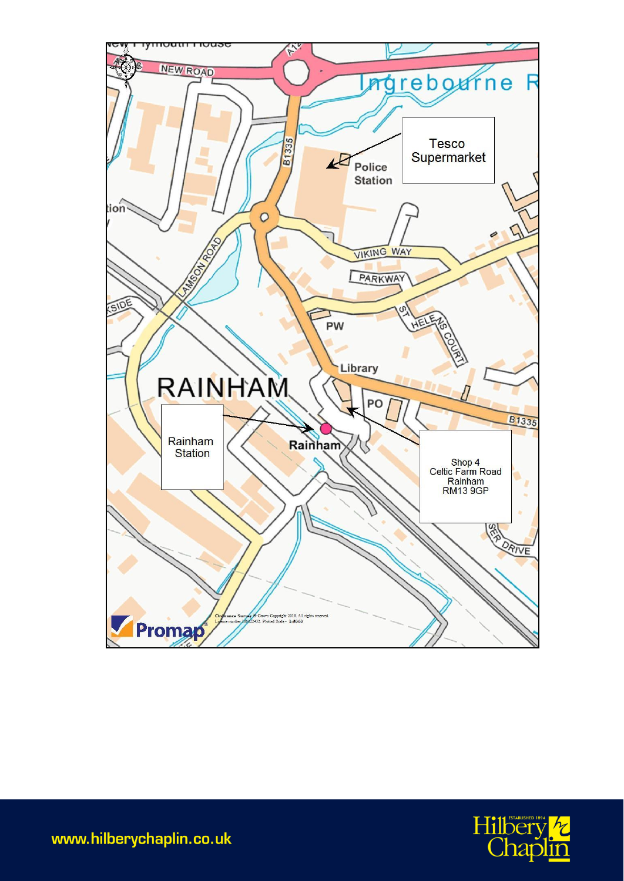Tesco Supermarket

Rainham Station

Shop 4
Celtic Farm Road
Rainham
RM13 9GP

www.hilberychaplin.co.uk